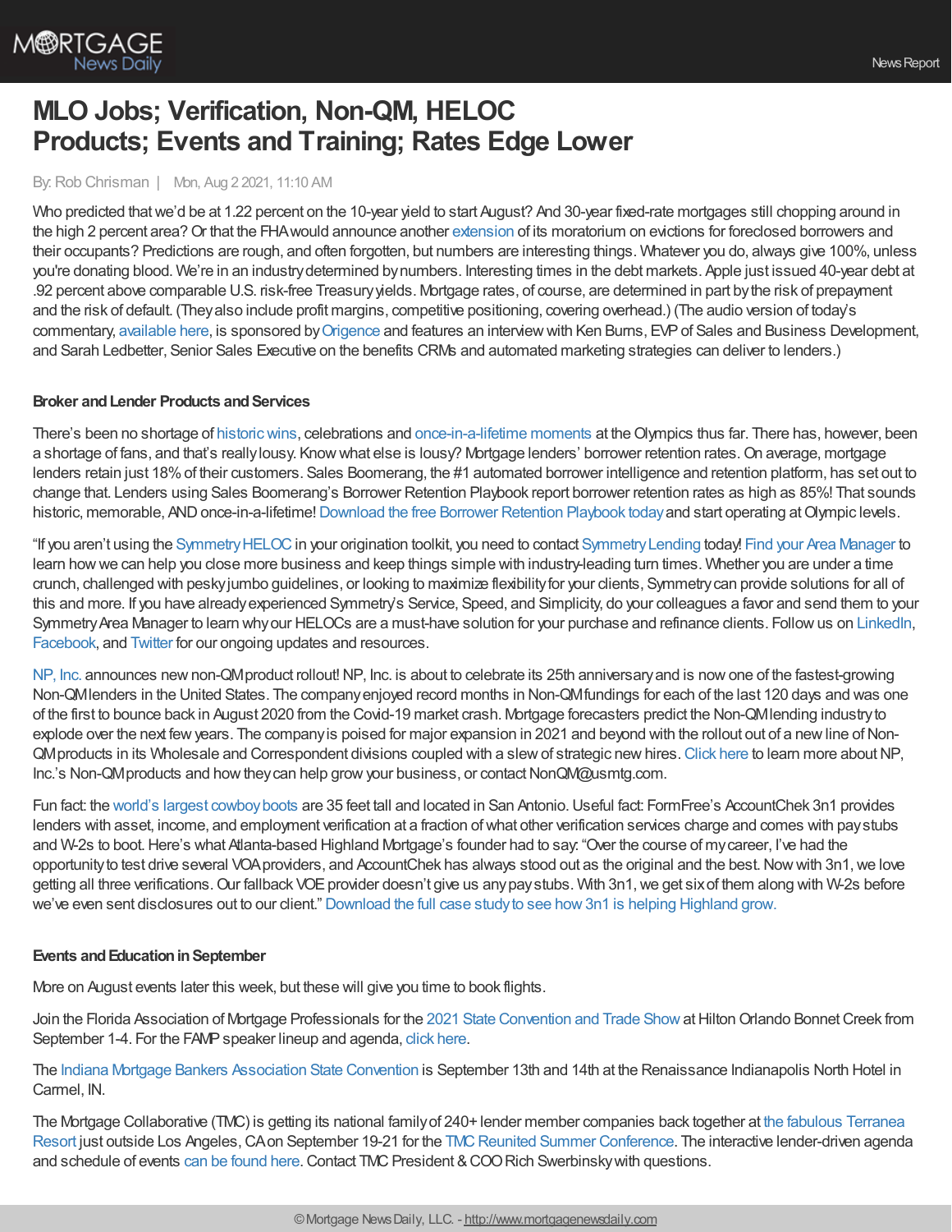# MLO Jobs; Verification, Non-QM, HELOC Products; Events and Training; Rates Edge Lower

By: Rob Chrisman | Mon, Aug 2 2021, 11:10 AM

Who predicted that we'd be at 1.22 percent on the 10-year yield to start August? And 30-year fixed-rate mortgages still chopping around in the high 2 percent area? Or that the FHA would announce another extension of its moratorium on evictions for foreclosed borrowers and their occupants? Predictions are rough, and often forgotten, but numbers are interesting things. Whatever you do, always give 100%, unless you're donating blood. We're in an industry determined by numbers. Interesting times in the debt markets. Apple just issued 40-year debt at .92 percent above comparable U.S. risk-free Treasury yields. Mortgage rates, of course, are determined in part by the risk of prepayment and the risk of default. (They also include profit margins, competitive positioning, covering overhead.) (The audio version of today's commentary, available here, is sponsored by Origence and features an interview with Ken Burns, EVP of Sales and Business Development, and Sarah Ledbetter, Senior Sales Executive on the benefits CRMs and automated marketing strategies can deliver to lenders.)

### Broker and Lender Products and Services

There's been no shortage of historic wins, celebrations and once-in-a-lifetime moments at the Olympics thus far. There has, however, been a shortage of fans, and that's really lousy. Know what else is lousy? Mortgage lenders' borrower retention rates. On average, mortgage lenders retain just 18% of their customers. Sales Boomerang, the #1 automated borrower intelligence and retention platform, has set out to change that. Lenders using Sales Boomerang's Borrower Retention Playbook report borrower retention rates as high as 85%! That sounds historic, memorable, AND once-in-a-lifetime! Download the free Borrower Retention Playbook today and start operating at Olympic levels.

"If you aren't using the Symmetry HELOC in your origination toolkit, you need to contact Symmetry Lending today! Find your Area Manager to learn how we can help you close more business and keep things simple with industry-leading turn times. Whether you are under a time crunch, challenged with pesky jumbo guidelines, or looking to maximize flexibility for your clients, Symmetry can provide solutions for all of this and more. If you have already experienced Symmetry's Service, Speed, and Simplicity, do your colleagues a favor and send them to your Symmetry Area Manager to learn why our HELOCs are a must-have solution for your purchase and refinance clients. Follow us on LinkedIn, Facebook, and Twitter for our ongoing updates and resources.

NP, Inc. announces new non-QM product rollout! NP, Inc. is about to celebrate its 25th anniversary and is now one of the fastest-growing Non-QM lenders in the United States. The company enjoyed record months in Non-QM fundings for each of the last 120 days and was one of the first to bounce back in August 2020 from the Covid-19 market crash. Mortgage forecasters predict the Non-QM lending industry to explode over the next few years. The company is poised for major expansion in 2021 and beyond with the rollout out of a new line of Non-QM products in its Wholesale and Correspondent divisions coupled with a slew of strategic new hires. Click here to learn more about NP, Inc.'s Non-QM products and how they can help grow your business, or contact NonQM@usmtg.com.

Fun fact: the world's largest cowboy boots are 35 feet tall and located in San Antonio. Useful fact: FormFree's AccountChek 3n1 provides lenders with asset, income, and employment verification at a fraction of what other verification services charge and comes with paystubs and W-2s to boot. Here's what Atlanta-based Highland Mortgage's founder had to say: "Over the course of my career, I've had the opportunity to test drive several VOA providers, and AccountChek has always stood out as the original and the best. Now with 3n1, we love getting all three verifications. Our fallback VOE provider doesn't give us any pay stubs. With 3n1, we get six of them along with W-2s before we've even sent disclosures out to our client." Download the full case study to see how 3n1 is helping Highland grow.

### Events and Education in September

More on August events later this week, but these will give you time to book flights.

Join the Florida Association of Mortgage Professionals for the 2021 State Convention and Trade Show at Hilton Orlando Bonnet Creek from September 1-4. For the FAMP speaker lineup and agenda, click here.

The Indiana Mortgage Bankers Association State Convention is September 13th and 14th at the Renaissance Indianapolis North Hotel in Carmel, IN.

The Mortgage Collaborative (TMC) is getting its national family of 240+ lender member companies back together at the fabulous Terranea Resort just outside Los Angeles, CA on September 19-21 for the TMC Reunited Summer Conference. The interactive lender-driven agenda and schedule of events can be found here. Contact TMC President & COO Rich Swerbinsky with questions.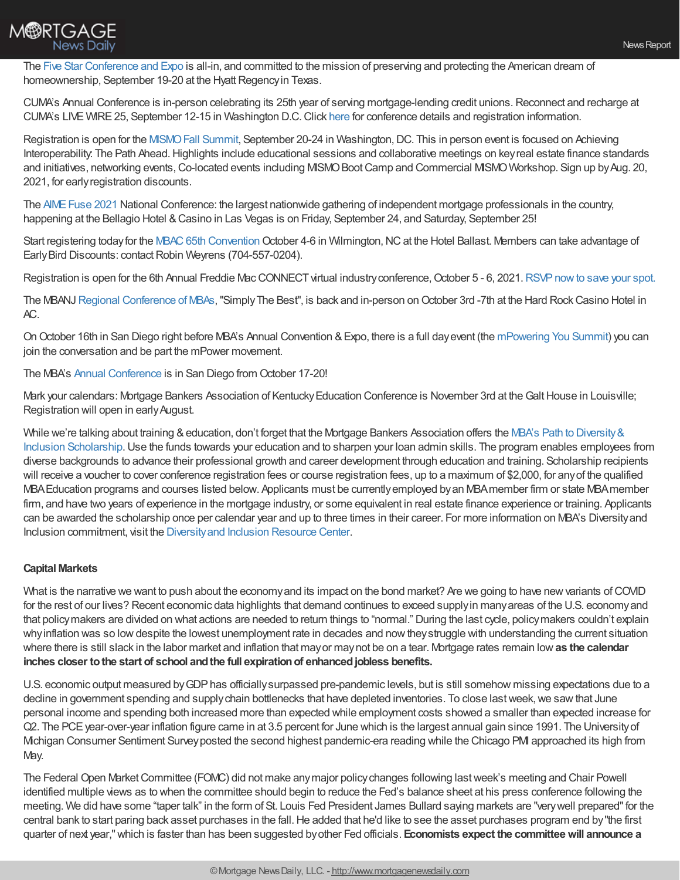The Five Star Conference and Expo is all-in, and committed to the mission of preserving and protecting the American dream of homeownership, September 19-20 at the Hyatt Regency in Texas.

CUMA's Annual Conference is in-person celebrating its 25th year of serving mortgage-lending credit unions. Reconnect and recharge at CUMA's LIVE WIRE 25, September 12-15 in Washington D.C. Click here for conference details and registration information.

Registration is open for the MISMO Fall Summit, September 20-24 in Washington, DC. This in person event is focused on Achieving Interoperability: The Path Ahead. Highlights include educational sessions and collaborative meetings on key real estate finance standards and initiatives, networking events, Co-located events including MISMO Boot Camp and Commercial MISMO Workshop. Sign up by Aug. 20, 2021, for early registration discounts.

The AIME Fuse 2021 National Conference: the largest nationwide gathering of independent mortgage professionals in the country, happening at the Bellagio Hotel & Casino in Las Vegas is on Friday, September 24, and Saturday, September 25!

Start registering today for the MBAC 65th Convention October 4-6 in Wilmington, NC at the Hotel Ballast. Members can take advantage of Early Bird Discounts: contact Robin Weyrens (704-557-0204).

Registration is open for the 6th Annual Freddie Mac CONNECT virtual industry conference, October 5 - 6, 2021. RSVP now to save your spot.

The MBANJ Regional Conference of MBAs, "Simply The Best", is back and in-person on October 3rd -7th at the Hard Rock Casino Hotel in AC.

On October 16th in San Diego right before MBA's Annual Convention & Expo, there is a full day event (the mPowering You Summit) you can join the conversation and be part the mPower movement.

The MBA's Annual Conference is in San Diego from October 17-20!

Mark your calendars: Mortgage Bankers Association of Kentucky Education Conference is November 3rd at the Galt House in Louisville; Registration will open in early August.

While we're talking about training & education, don't forget that the Mortgage Bankers Association offers the MBA's Path to Diversity & Inclusion Scholarship. Use the funds towards your education and to sharpen your loan admin skills. The program enables employees from diverse backgrounds to advance their professional growth and career development through education and training. Scholarship recipients will receive a voucher to cover conference registration fees or course registration fees, up to a maximum of $2,000, for any of the qualified MBA Education programs and courses listed below. Applicants must be currently employed by an MBA member firm or state MBA member firm, and have two years of experience in the mortgage industry, or some equivalent in real estate finance experience or training. Applicants can be awarded the scholarship once per calendar year and up to three times in their career. For more information on MBA's Diversity and Inclusion commitment, visit the Diversity and Inclusion Resource Center.

**Capital Markets**

What is the narrative we want to push about the economy and its impact on the bond market? Are we going to have new variants of COVID for the rest of our lives? Recent economic data highlights that demand continues to exceed supply in many areas of the U.S. economy and that policymakers are divided on what actions are needed to return things to "normal." During the last cycle, policymakers couldn't explain why inflation was so low despite the lowest unemployment rate in decades and now they struggle with understanding the current situation where there is still slack in the labor market and inflation that may or may not be on a tear. Mortgage rates remain low **as the calendar inches closer to the start of school and the full expiration of enhanced jobless benefits.**

U.S. economic output measured by GDP has officially surpassed pre-pandemic levels, but is still somehow missing expectations due to a decline in government spending and supply chain bottlenecks that have depleted inventories. To close last week, we saw that June personal income and spending both increased more than expected while employment costs showed a smaller than expected increase for Q2. The PCE year-over-year inflation figure came in at 3.5 percent for June which is the largest annual gain since 1991. The University of Michigan Consumer Sentiment Survey posted the second highest pandemic-era reading while the Chicago PMI approached its high from May.

The Federal Open Market Committee (FOMC) did not make any major policy changes following last week's meeting and Chair Powell identified multiple views as to when the committee should begin to reduce the Fed's balance sheet at his press conference following the meeting. We did have some "taper talk" in the form of St. Louis Fed President James Bullard saying markets are "very well prepared" for the central bank to start paring back asset purchases in the fall. He added that he'd like to see the asset purchases program end by "the first quarter of next year," which is faster than has been suggested by other Fed officials. **Economists expect the committee will announce a**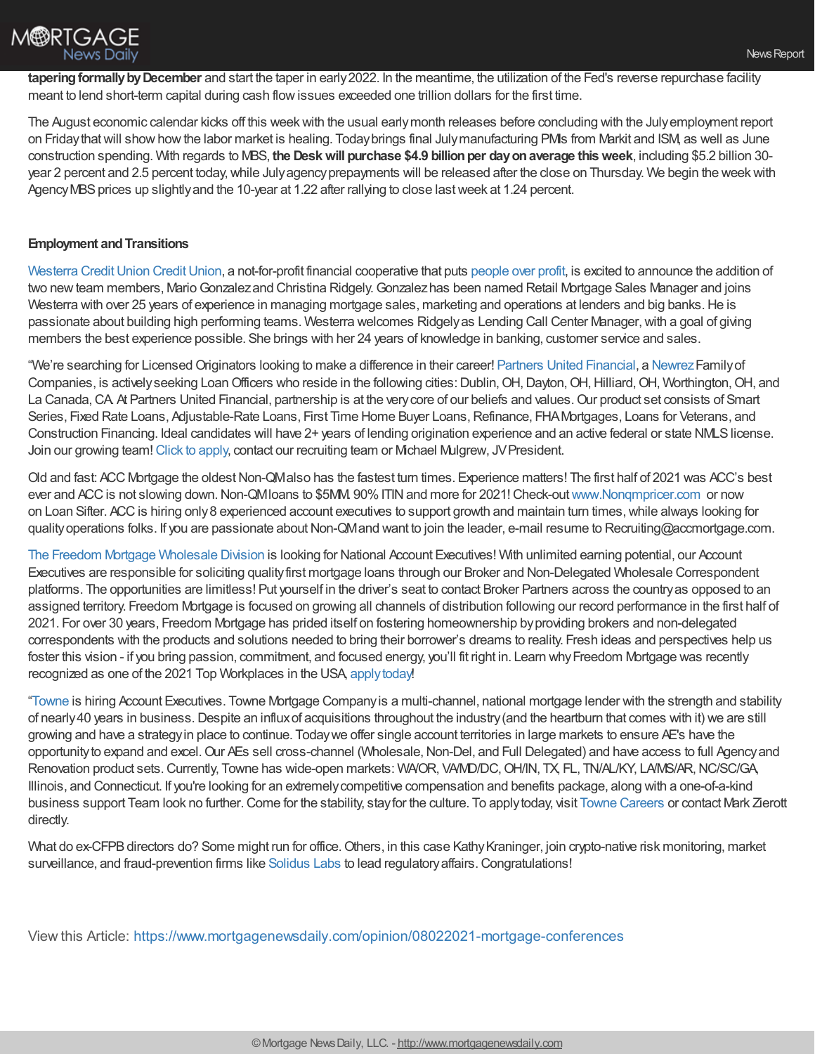**tapering formally by December** and start the taper in early 2022. In the meantime, the utilization of the Fed's reverse repurchase facility meant to lend short-term capital during cash flow issues exceeded one trillion dollars for the first time.

The August economic calendar kicks off this week with the usual early month releases before concluding with the July employment report on Friday that will show how the labor market is healing. Today brings final July manufacturing PMIs from Markit and ISM, as well as June construction spending. With regards to MBS, **the Desk will purchase $4.9 billion per day on average this week**, including $5.2 billion 30-year 2 percent and 2.5 percent today, while July agency prepayments will be released after the close on Thursday. We begin the week with Agency MBS prices up slightly and the 10-year at 1.22 after rallying to close last week at 1.24 percent.

**Employment and Transitions**

Westerra Credit Union Credit Union, a not-for-profit financial cooperative that puts people over profit, is excited to announce the addition of two new team members, Mario Gonzalez and Christina Ridgely. Gonzalez has been named Retail Mortgage Sales Manager and joins Westerra with over 25 years of experience in managing mortgage sales, marketing and operations at lenders and big banks. He is passionate about building high performing teams. Westerra welcomes Ridgely as Lending Call Center Manager, with a goal of giving members the best experience possible. She brings with her 24 years of knowledge in banking, customer service and sales.

"We're searching for Licensed Originators looking to make a difference in their career! Partners United Financial, a Newrez Family of Companies, is actively seeking Loan Officers who reside in the following cities: Dublin, OH, Dayton, OH, Hilliard, OH, Worthington, OH, and La Canada, CA. At Partners United Financial, partnership is at the very core of our beliefs and values. Our product set consists of Smart Series, Fixed Rate Loans, Adjustable-Rate Loans, First Time Home Buyer Loans, Refinance, FHA Mortgages, Loans for Veterans, and Construction Financing. Ideal candidates will have 2+ years of lending origination experience and an active federal or state NMLS license. Join our growing team! Click to apply, contact our recruiting team or Michael Mulgrew, JV President.

Old and fast: ACC Mortgage the oldest Non-QM also has the fastest turn times. Experience matters! The first half of 2021 was ACC's best ever and ACC is not slowing down. Non-QM loans to $5MM. 90% ITIN and more for 2021! Check-out www.Nonqmpricer.com or now on Loan Sifter. ACC is hiring only 8 experienced account executives to support growth and maintain turn times, while always looking for quality operations folks. If you are passionate about Non-QM and want to join the leader, e-mail resume to Recruiting@accmortgage.com.

The Freedom Mortgage Wholesale Division is looking for National Account Executives! With unlimited earning potential, our Account Executives are responsible for soliciting quality first mortgage loans through our Broker and Non-Delegated Wholesale Correspondent platforms. The opportunities are limitless! Put yourself in the driver's seat to contact Broker Partners across the country as opposed to an assigned territory. Freedom Mortgage is focused on growing all channels of distribution following our record performance in the first half of 2021. For over 30 years, Freedom Mortgage has prided itself on fostering homeownership by providing brokers and non-delegated correspondents with the products and solutions needed to bring their borrower's dreams to reality. Fresh ideas and perspectives help us foster this vision - if you bring passion, commitment, and focused energy, you'll fit right in. Learn why Freedom Mortgage was recently recognized as one of the 2021 Top Workplaces in the USA, apply today!

"Towne is hiring Account Executives. Towne Mortgage Company is a multi-channel, national mortgage lender with the strength and stability of nearly 40 years in business. Despite an influx of acquisitions throughout the industry (and the heartburn that comes with it) we are still growing and have a strategy in place to continue. Today we offer single account territories in large markets to ensure AE's have the opportunity to expand and excel. Our AEs sell cross-channel (Wholesale, Non-Del, and Full Delegated) and have access to full Agency and Renovation product sets. Currently, Towne has wide-open markets: WA/OR, VA/MD/DC, OH/IN, TX, FL, TN/AL/KY, LA/MS/AR, NC/SC/GA, Illinois, and Connecticut. If you're looking for an extremely competitive compensation and benefits package, along with a one-of-a-kind business support Team look no further. Come for the stability, stay for the culture. To apply today, visit Towne Careers or contact Mark Zierott directly.

What do ex-CFPB directors do? Some might run for office. Others, in this case Kathy Kraninger, join crypto-native risk monitoring, market surveillance, and fraud-prevention firms like Solidus Labs to lead regulatory affairs. Congratulations!

View this Article: https://www.mortgagenewsdaily.com/opinion/08022021-mortgage-conferences